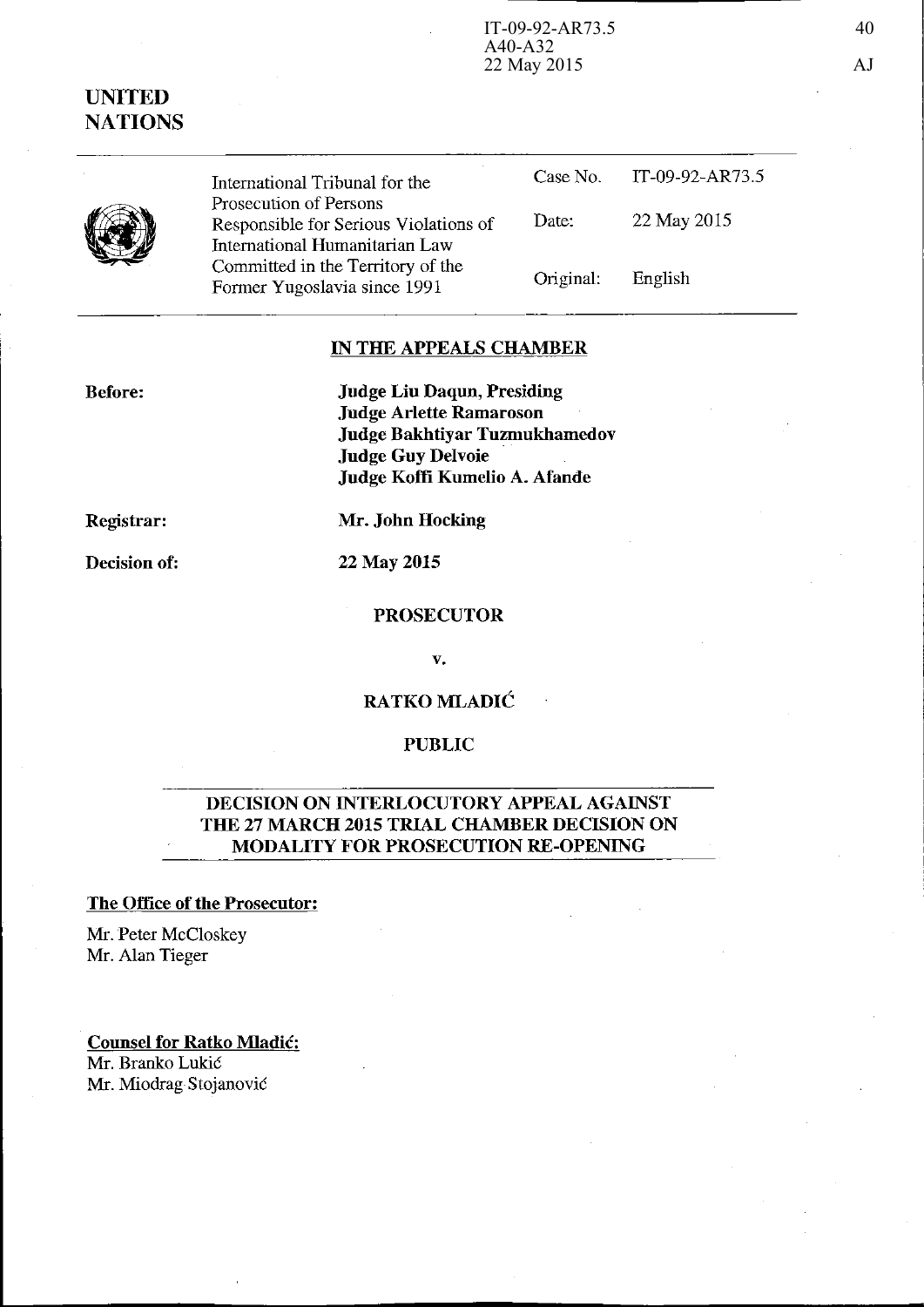# UNITED NATIONS

| International Tribunal for the Prosecution of Persons Responsible for Serious Violations of International Humanitarian Law Committed in the Territory of the Former Yugoslavia since 1991 | Case No. | IT-09-92-AR73.5 |
| --- | --- | --- |
| | Date: | 22 May 2015 |
| | Original: | English |

## IN THE APPEALS CHAMBER

**Before:**
**Judge Liu Daqun, Presiding**
**Judge Arlette Ramaroson**
**Judge Bakhtiyar Tuzmukhamedov**
**Judge Guy Delvoie**
**Judge Koffi Kumelio A. Afande**

**Registrar:** **Mr. John Hocking**

**Decision of:** **22 May 2015**

**PROSECUTOR**

**v.**

**RATKO MLADIĆ**

**PUBLIC**

## DECISION ON INTERLOCUTORY APPEAL AGAINST THE 27 MARCH 2015 TRIAL CHAMBER DECISION ON MODALITY FOR PROSECUTION RE-OPENING

**The Office of the Prosecutor:**

Mr. Peter McCloskey
Mr. Alan Tieger

**Counsel for Ratko Mladić:**

Mr. Branko Lukić
Mr. Miodrag Stojanović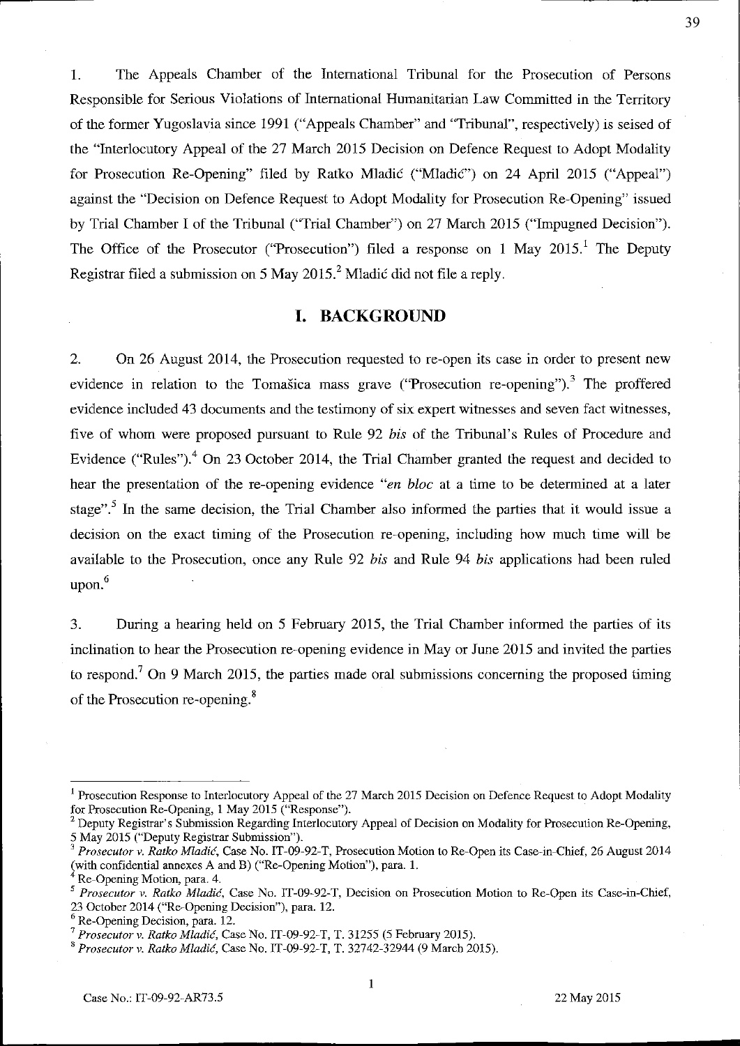1. The Appeals Chamber of the International Tribunal for the Prosecution of Persons Responsible for Serious Violations of International Humanitarian Law Committed in the Territory of the former Yugoslavia since 1991 ("Appeals Chamber" and "Tribunal", respectively) is seised of the "Interlocutory Appeal of the 27 March 2015 Decision on Defence Request to Adopt Modality for Prosecution Re-Opening" filed by Ratko Mladić ("Mladić") on 24 April 2015 ("Appeal") against the "Decision on Defence Request to Adopt Modality for Prosecution Re-Opening" issued by Trial Chamber I of the Tribunal ("Trial Chamber") on 27 March 2015 ("Impugned Decision"). The Office of the Prosecutor ("Prosecution") filed a response on 1 May 2015.[1] The Deputy Registrar filed a submission on 5 May 2015.[2] Mladić did not file a reply.

## I. BACKGROUND

2. On 26 August 2014, the Prosecution requested to re-open its case in order to present new evidence in relation to the Tomašica mass grave ("Prosecution re-opening").[3] The proffered evidence included 43 documents and the testimony of six expert witnesses and seven fact witnesses, five of whom were proposed pursuant to Rule 92 *bis* of the Tribunal's Rules of Procedure and Evidence ("Rules").[4] On 23 October 2014, the Trial Chamber granted the request and decided to hear the presentation of the re-opening evidence "*en bloc* at a time to be determined at a later stage".[5] In the same decision, the Trial Chamber also informed the parties that it would issue a decision on the exact timing of the Prosecution re-opening, including how much time will be available to the Prosecution, once any Rule 92 *bis* and Rule 94 *bis* applications had been ruled upon.[6]

3. During a hearing held on 5 February 2015, the Trial Chamber informed the parties of its inclination to hear the Prosecution re-opening evidence in May or June 2015 and invited the parties to respond.[7] On 9 March 2015, the parties made oral submissions concerning the proposed timing of the Prosecution re-opening.[8]

---

[1] Prosecution Response to Interlocutory Appeal of the 27 March 2015 Decision on Defence Request to Adopt Modality for Prosecution Re-Opening, 1 May 2015 ("Response").

[2] Deputy Registrar's Submission Regarding Interlocutory Appeal of Decision on Modality for Prosecution Re-Opening, 5 May 2015 ("Deputy Registrar Submission").

[3] *Prosecutor v. Ratko Mladić*, Case No. IT-09-92-T, Prosecution Motion to Re-Open its Case-in-Chief, 26 August 2014 (with confidential annexes A and B) ("Re-Opening Motion"), para. 1.

[4] Re-Opening Motion, para. 4.

[5] *Prosecutor v. Ratko Mladić*, Case No. IT-09-92-T, Decision on Prosecution Motion to Re-Open its Case-in-Chief, 23 October 2014 ("Re-Opening Decision"), para. 12.

[6] Re-Opening Decision, para. 12.

[7] *Prosecutor v. Ratko Mladić*, Case No. IT-09-92-T, T. 31255 (5 February 2015).

[8] *Prosecutor v. Ratko Mladić*, Case No. IT-09-92-T, T. 32742-32944 (9 March 2015).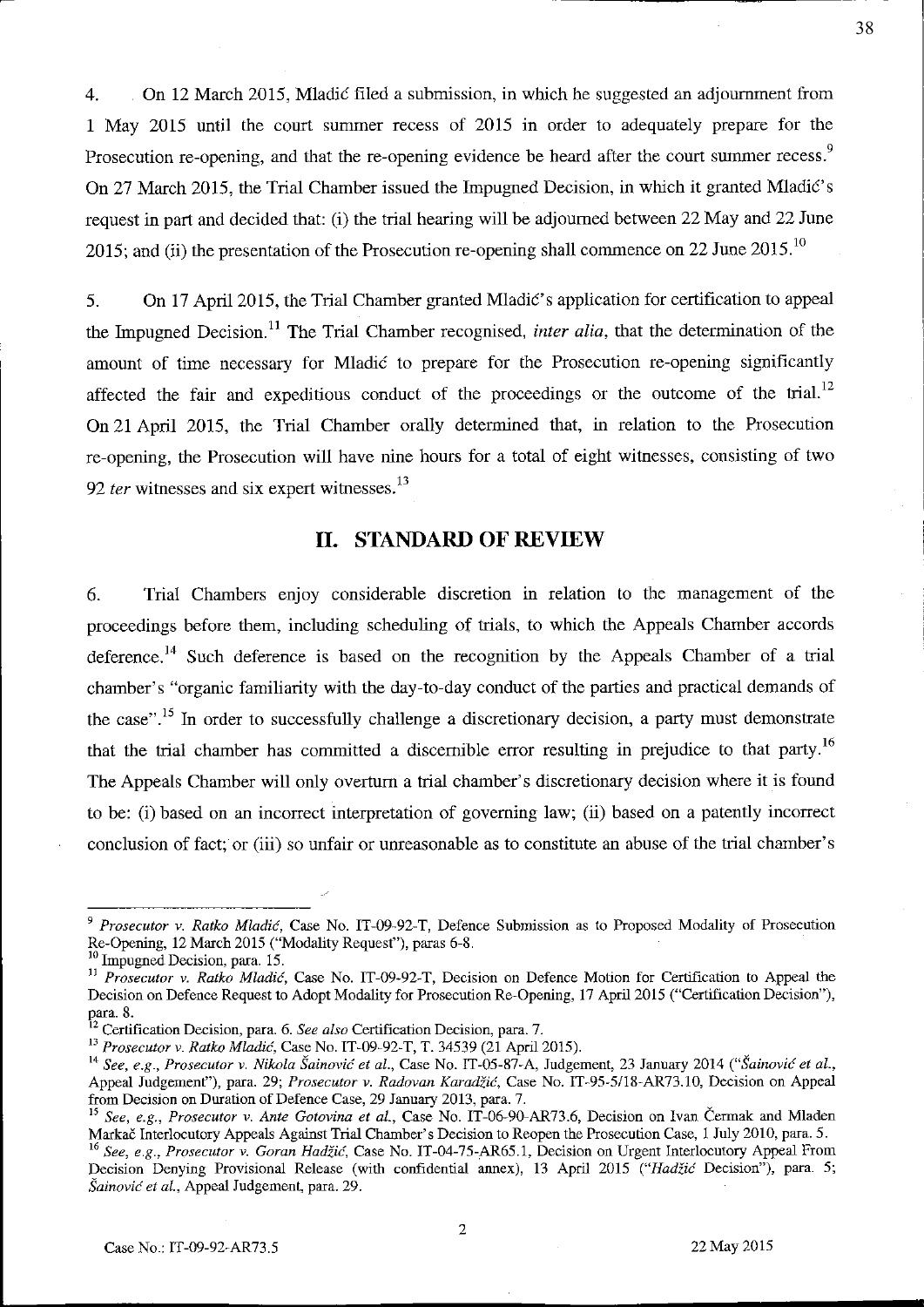4. On 12 March 2015, Mladić filed a submission, in which he suggested an adjournment from 1 May 2015 until the court summer recess of 2015 in order to adequately prepare for the Prosecution re-opening, and that the re-opening evidence be heard after the court summer recess.[9] On 27 March 2015, the Trial Chamber issued the Impugned Decision, in which it granted Mladić's request in part and decided that: (i) the trial hearing will be adjourned between 22 May and 22 June 2015; and (ii) the presentation of the Prosecution re-opening shall commence on 22 June 2015.[10]

5. On 17 April 2015, the Trial Chamber granted Mladić's application for certification to appeal the Impugned Decision.[11] The Trial Chamber recognised, *inter alia*, that the determination of the amount of time necessary for Mladić to prepare for the Prosecution re-opening significantly affected the fair and expeditious conduct of the proceedings or the outcome of the trial.[12] On 21 April 2015, the Trial Chamber orally determined that, in relation to the Prosecution re-opening, the Prosecution will have nine hours for a total of eight witnesses, consisting of two 92 *ter* witnesses and six expert witnesses.[13]

## II. STANDARD OF REVIEW

6. Trial Chambers enjoy considerable discretion in relation to the management of the proceedings before them, including scheduling of trials, to which the Appeals Chamber accords deference.[14] Such deference is based on the recognition by the Appeals Chamber of a trial chamber's "organic familiarity with the day-to-day conduct of the parties and practical demands of the case".[15] In order to successfully challenge a discretionary decision, a party must demonstrate that the trial chamber has committed a discernible error resulting in prejudice to that party.[16] The Appeals Chamber will only overturn a trial chamber's discretionary decision where it is found to be: (i) based on an incorrect interpretation of governing law; (ii) based on a patently incorrect conclusion of fact; or (iii) so unfair or unreasonable as to constitute an abuse of the trial chamber's

---

[9] *Prosecutor v. Ratko Mladić*, Case No. IT-09-92-T, Defence Submission as to Proposed Modality of Prosecution Re-Opening, 12 March 2015 ("Modality Request"), paras 6-8.

[10] Impugned Decision, para. 15.

[11] *Prosecutor v. Ratko Mladić*, Case No. IT-09-92-T, Decision on Defence Motion for Certification to Appeal the Decision on Defence Request to Adopt Modality for Prosecution Re-Opening, 17 April 2015 ("Certification Decision"), para. 8.

[12] Certification Decision, para. 6. *See also* Certification Decision, para. 7.

[13] *Prosecutor v. Ratko Mladić*, Case No. IT-09-92-T, T. 34539 (21 April 2015).

[14] *See, e.g., Prosecutor v. Nikola Šainović et al.*, Case No. IT-05-87-A, Judgement, 23 January 2014 ("*Šainović et al.*, Appeal Judgement"), para. 29; *Prosecutor v. Radovan Karadžić*, Case No. IT-95-5/18-AR73.10, Decision on Appeal from Decision on Duration of Defence Case, 29 January 2013, para. 7.

[15] *See, e.g., Prosecutor v. Ante Gotovina et al.*, Case No. IT-06-90-AR73.6, Decision on Ivan Čermak and Mladen Markač Interlocutory Appeals Against Trial Chamber's Decision to Reopen the Prosecution Case, 1 July 2010, para. 5.

[16] *See, e.g., Prosecutor v. Goran Hadžić*, Case No. IT-04-75-AR65.1, Decision on Urgent Interlocutory Appeal From Decision Denying Provisional Release (with confidential annex), 13 April 2015 ("*Hadžić* Decision"), para. 5; *Šainović et al.*, Appeal Judgement, para. 29.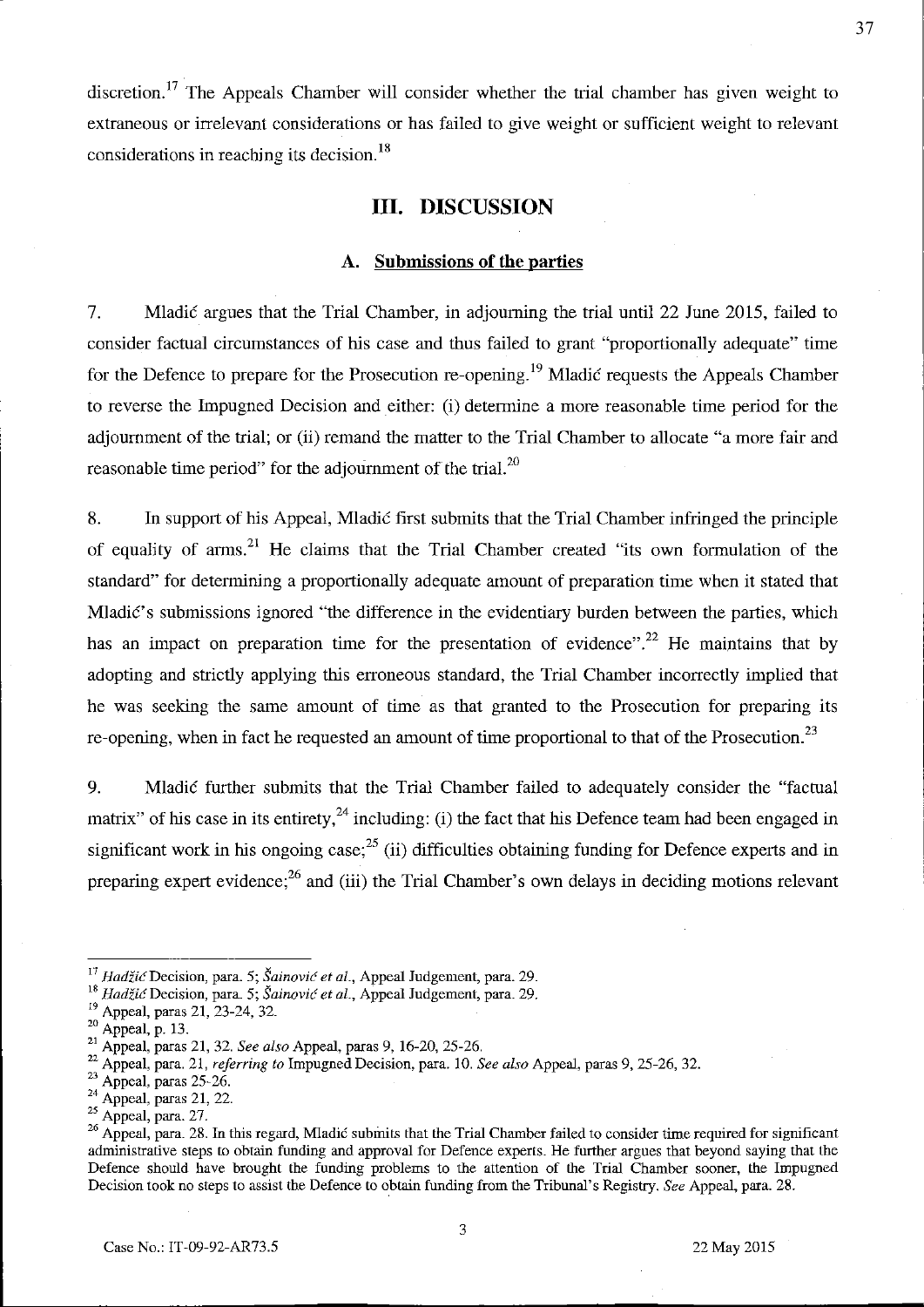discretion.[17] The Appeals Chamber will consider whether the trial chamber has given weight to extraneous or irrelevant considerations or has failed to give weight or sufficient weight to relevant considerations in reaching its decision.[18]

## III. DISCUSSION

### A. Submissions of the parties

7. Mladić argues that the Trial Chamber, in adjourning the trial until 22 June 2015, failed to consider factual circumstances of his case and thus failed to grant "proportionally adequate" time for the Defence to prepare for the Prosecution re-opening.[19] Mladić requests the Appeals Chamber to reverse the Impugned Decision and either: (i) determine a more reasonable time period for the adjournment of the trial; or (ii) remand the matter to the Trial Chamber to allocate "a more fair and reasonable time period" for the adjournment of the trial.[20]

8. In support of his Appeal, Mladić first submits that the Trial Chamber infringed the principle of equality of arms.[21] He claims that the Trial Chamber created "its own formulation of the standard" for determining a proportionally adequate amount of preparation time when it stated that Mladić's submissions ignored "the difference in the evidentiary burden between the parties, which has an impact on preparation time for the presentation of evidence".[22] He maintains that by adopting and strictly applying this erroneous standard, the Trial Chamber incorrectly implied that he was seeking the same amount of time as that granted to the Prosecution for preparing its re-opening, when in fact he requested an amount of time proportional to that of the Prosecution.[23]

9. Mladić further submits that the Trial Chamber failed to adequately consider the "factual matrix" of his case in its entirety,[24] including: (i) the fact that his Defence team had been engaged in significant work in his ongoing case;[25] (ii) difficulties obtaining funding for Defence experts and in preparing expert evidence;[26] and (iii) the Trial Chamber's own delays in deciding motions relevant

---

[17] *Hadžić* Decision, para. 5; *Šainović et al.*, Appeal Judgement, para. 29.

[18] *Hadžić* Decision, para. 5; *Šainović et al.*, Appeal Judgement, para. 29.

[19] Appeal, paras 21, 23-24, 32.

[20] Appeal, p. 13.

[21] Appeal, paras 21, 32. *See also* Appeal, paras 9, 16-20, 25-26.

[22] Appeal, para. 21, *referring to* Impugned Decision, para. 10. *See also* Appeal, paras 9, 25-26, 32.

[23] Appeal, paras 25-26.

[24] Appeal, paras 21, 22.

[25] Appeal, para. 27.

[26] Appeal, para. 28. In this regard, Mladić submits that the Trial Chamber failed to consider time required for significant administrative steps to obtain funding and approval for Defence experts. He further argues that beyond saying that the Defence should have brought the funding problems to the attention of the Trial Chamber sooner, the Impugned Decision took no steps to assist the Defence to obtain funding from the Tribunal's Registry. *See* Appeal, para. 28.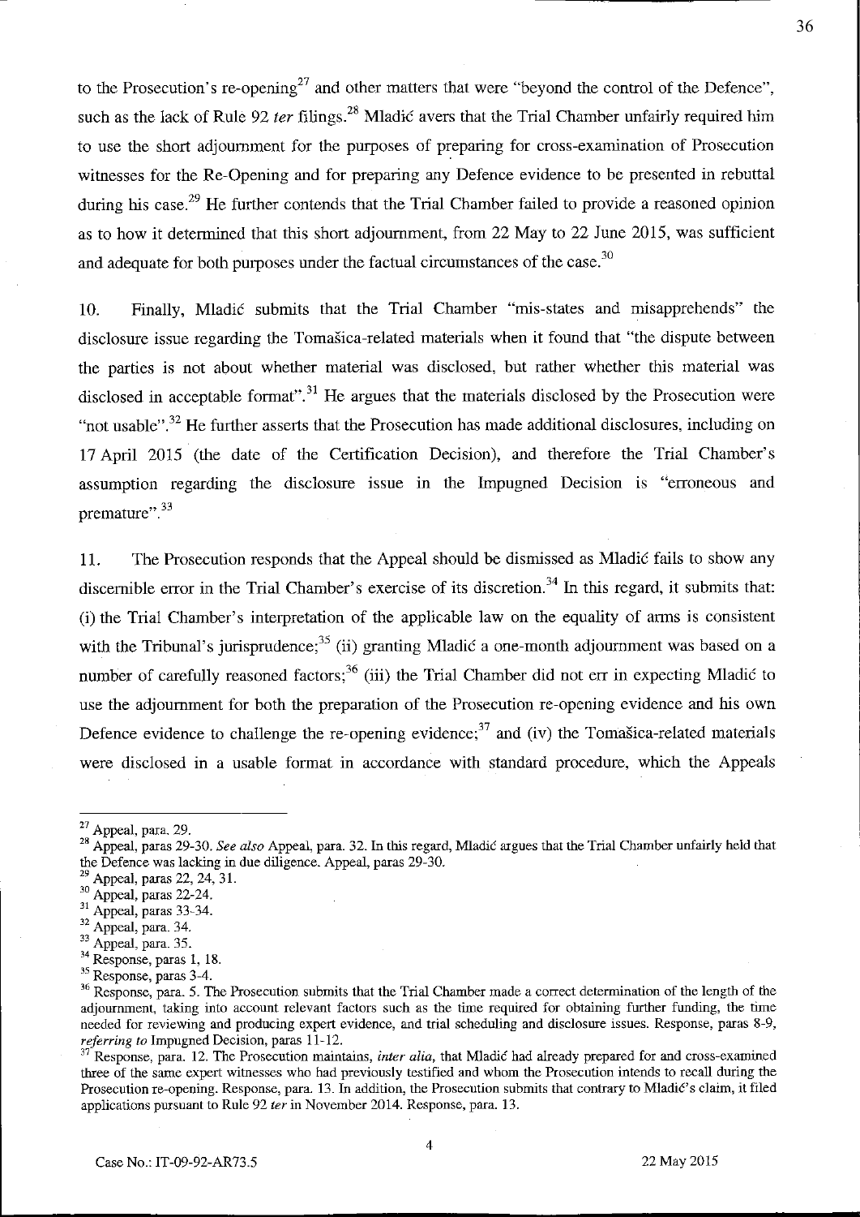to the Prosecution's re-opening[27] and other matters that were "beyond the control of the Defence", such as the lack of Rule 92 *ter* filings.[28] Mladić avers that the Trial Chamber unfairly required him to use the short adjournment for the purposes of preparing for cross-examination of Prosecution witnesses for the Re-Opening and for preparing any Defence evidence to be presented in rebuttal during his case.[29] He further contends that the Trial Chamber failed to provide a reasoned opinion as to how it determined that this short adjournment, from 22 May to 22 June 2015, was sufficient and adequate for both purposes under the factual circumstances of the case.[30]

10. Finally, Mladić submits that the Trial Chamber "mis-states and misapprehends" the disclosure issue regarding the Tomašica-related materials when it found that "the dispute between the parties is not about whether material was disclosed, but rather whether this material was disclosed in acceptable format".[31] He argues that the materials disclosed by the Prosecution were "not usable".[32] He further asserts that the Prosecution has made additional disclosures, including on 17 April 2015 (the date of the Certification Decision), and therefore the Trial Chamber's assumption regarding the disclosure issue in the Impugned Decision is "erroneous and premature".[33]

11. The Prosecution responds that the Appeal should be dismissed as Mladić fails to show any discernible error in the Trial Chamber's exercise of its discretion.[34] In this regard, it submits that: (i) the Trial Chamber's interpretation of the applicable law on the equality of arms is consistent with the Tribunal's jurisprudence;[35] (ii) granting Mladić a one-month adjournment was based on a number of carefully reasoned factors;[36] (iii) the Trial Chamber did not err in expecting Mladić to use the adjournment for both the preparation of the Prosecution re-opening evidence and his own Defence evidence to challenge the re-opening evidence;[37] and (iv) the Tomašica-related materials were disclosed in a usable format in accordance with standard procedure, which the Appeals

---

[27] Appeal, para. 29.

[28] Appeal, paras 29-30. *See also* Appeal, para. 32. In this regard, Mladić argues that the Trial Chamber unfairly held that the Defence was lacking in due diligence. Appeal, paras 29-30.

[29] Appeal, paras 22, 24, 31.

[30] Appeal, paras 22-24.

[31] Appeal, paras 33-34.

[32] Appeal, para. 34.

[33] Appeal, para. 35.

[34] Response, paras 1, 18.

[35] Response, paras 3-4.

[36] Response, para. 5. The Prosecution submits that the Trial Chamber made a correct determination of the length of the adjournment, taking into account relevant factors such as the time required for obtaining further funding, the time needed for reviewing and producing expert evidence, and trial scheduling and disclosure issues. Response, paras 8-9, *referring to* Impugned Decision, paras 11-12.

[37] Response, para. 12. The Prosecution maintains, *inter alia*, that Mladić had already prepared for and cross-examined three of the same expert witnesses who had previously testified and whom the Prosecution intends to recall during the Prosecution re-opening. Response, para. 13. In addition, the Prosecution submits that contrary to Mladić's claim, it filed applications pursuant to Rule 92 *ter* in November 2014. Response, para. 13.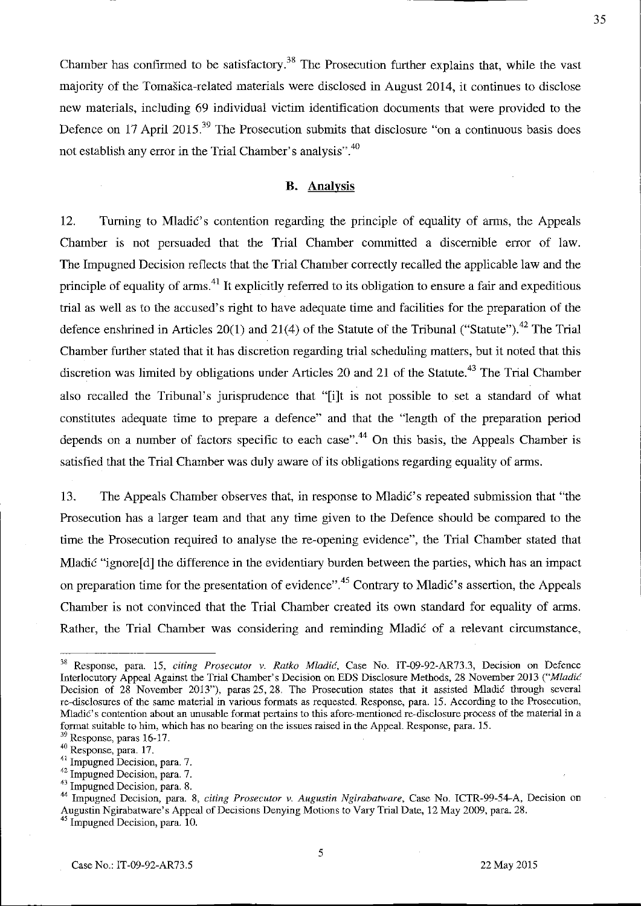Chamber has confirmed to be satisfactory.[38] The Prosecution further explains that, while the vast majority of the Tomašica-related materials were disclosed in August 2014, it continues to disclose new materials, including 69 individual victim identification documents that were provided to the Defence on 17 April 2015.[39] The Prosecution submits that disclosure "on a continuous basis does not establish any error in the Trial Chamber's analysis".[40]

### B. Analysis

12. Turning to Mladić's contention regarding the principle of equality of arms, the Appeals Chamber is not persuaded that the Trial Chamber committed a discernible error of law. The Impugned Decision reflects that the Trial Chamber correctly recalled the applicable law and the principle of equality of arms.[41] It explicitly referred to its obligation to ensure a fair and expeditious trial as well as to the accused's right to have adequate time and facilities for the preparation of the defence enshrined in Articles 20(1) and 21(4) of the Statute of the Tribunal ("Statute").[42] The Trial Chamber further stated that it has discretion regarding trial scheduling matters, but it noted that this discretion was limited by obligations under Articles 20 and 21 of the Statute.[43] The Trial Chamber also recalled the Tribunal's jurisprudence that "[i]t is not possible to set a standard of what constitutes adequate time to prepare a defence" and that the "length of the preparation period depends on a number of factors specific to each case".[44] On this basis, the Appeals Chamber is satisfied that the Trial Chamber was duly aware of its obligations regarding equality of arms.

13. The Appeals Chamber observes that, in response to Mladić's repeated submission that "the Prosecution has a larger team and that any time given to the Defence should be compared to the time the Prosecution required to analyse the re-opening evidence", the Trial Chamber stated that Mladić "ignore[d] the difference in the evidentiary burden between the parties, which has an impact on preparation time for the presentation of evidence".[45] Contrary to Mladić's assertion, the Appeals Chamber is not convinced that the Trial Chamber created its own standard for equality of arms. Rather, the Trial Chamber was considering and reminding Mladić of a relevant circumstance,

---

[38] Response, para. 15, *citing Prosecutor v. Ratko Mladić*, Case No. IT-09-92-AR73.3, Decision on Defence Interlocutory Appeal Against the Trial Chamber's Decision on EDS Disclosure Methods, 28 November 2013 ("*Mladić* Decision of 28 November 2013"), paras 25, 28. The Prosecution states that it assisted Mladić through several re-disclosures of the same material in various formats as requested. Response, para. 15. According to the Prosecution, Mladić's contention about an unusable format pertains to this afore-mentioned re-disclosure process of the material in a format suitable to him, which has no bearing on the issues raised in the Appeal. Response, para. 15.

[39] Response, paras 16-17.

[40] Response, para. 17.

[41] Impugned Decision, para. 7.

[42] Impugned Decision, para. 7.

[43] Impugned Decision, para. 8.

[44] Impugned Decision, para. 8, *citing Prosecutor v. Augustin Ngirabatware*, Case No. ICTR-99-54-A, Decision on Augustin Ngirabatware's Appeal of Decisions Denying Motions to Vary Trial Date, 12 May 2009, para. 28.

[45] Impugned Decision, para. 10.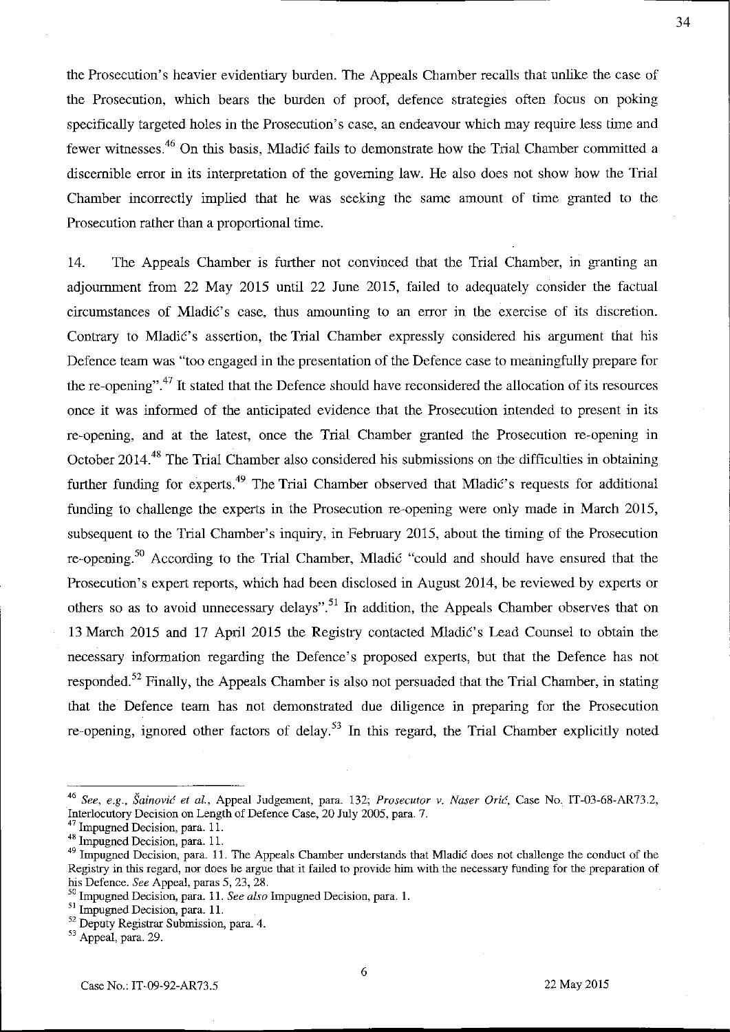the Prosecution's heavier evidentiary burden. The Appeals Chamber recalls that unlike the case of the Prosecution, which bears the burden of proof, defence strategies often focus on poking specifically targeted holes in the Prosecution's case, an endeavour which may require less time and fewer witnesses.[46] On this basis, Mladić fails to demonstrate how the Trial Chamber committed a discernible error in its interpretation of the governing law. He also does not show how the Trial Chamber incorrectly implied that he was seeking the same amount of time granted to the Prosecution rather than a proportional time.

14. The Appeals Chamber is further not convinced that the Trial Chamber, in granting an adjournment from 22 May 2015 until 22 June 2015, failed to adequately consider the factual circumstances of Mladić's case, thus amounting to an error in the exercise of its discretion. Contrary to Mladić's assertion, the Trial Chamber expressly considered his argument that his Defence team was "too engaged in the presentation of the Defence case to meaningfully prepare for the re-opening".[47] It stated that the Defence should have reconsidered the allocation of its resources once it was informed of the anticipated evidence that the Prosecution intended to present in its re-opening, and at the latest, once the Trial Chamber granted the Prosecution re-opening in October 2014.[48] The Trial Chamber also considered his submissions on the difficulties in obtaining further funding for experts.[49] The Trial Chamber observed that Mladić's requests for additional funding to challenge the experts in the Prosecution re-opening were only made in March 2015, subsequent to the Trial Chamber's inquiry, in February 2015, about the timing of the Prosecution re-opening.[50] According to the Trial Chamber, Mladić "could and should have ensured that the Prosecution's expert reports, which had been disclosed in August 2014, be reviewed by experts or others so as to avoid unnecessary delays".[51] In addition, the Appeals Chamber observes that on 13 March 2015 and 17 April 2015 the Registry contacted Mladić's Lead Counsel to obtain the necessary information regarding the Defence's proposed experts, but that the Defence has not responded.[52] Finally, the Appeals Chamber is also not persuaded that the Trial Chamber, in stating that the Defence team has not demonstrated due diligence in preparing for the Prosecution re-opening, ignored other factors of delay.[53] In this regard, the Trial Chamber explicitly noted

---

[46] *See, e.g.*, *Šainović et al.*, Appeal Judgement, para. 132; *Prosecutor v. Naser Orić*, Case No. IT-03-68-AR73.2, Interlocutory Decision on Length of Defence Case, 20 July 2005, para. 7.

[47] Impugned Decision, para. 11.

[48] Impugned Decision, para. 11.

[49] Impugned Decision, para. 11. The Appeals Chamber understands that Mladić does not challenge the conduct of the Registry in this regard, nor does he argue that it failed to provide him with the necessary funding for the preparation of his Defence. *See* Appeal, paras 5, 23, 28.

[50] Impugned Decision, para. 11. *See also* Impugned Decision, para. 1.

[51] Impugned Decision, para. 11.

[52] Deputy Registrar Submission, para. 4.

[53] Appeal, para. 29.

Case No.: IT-09-92-AR73.5 22 May 2015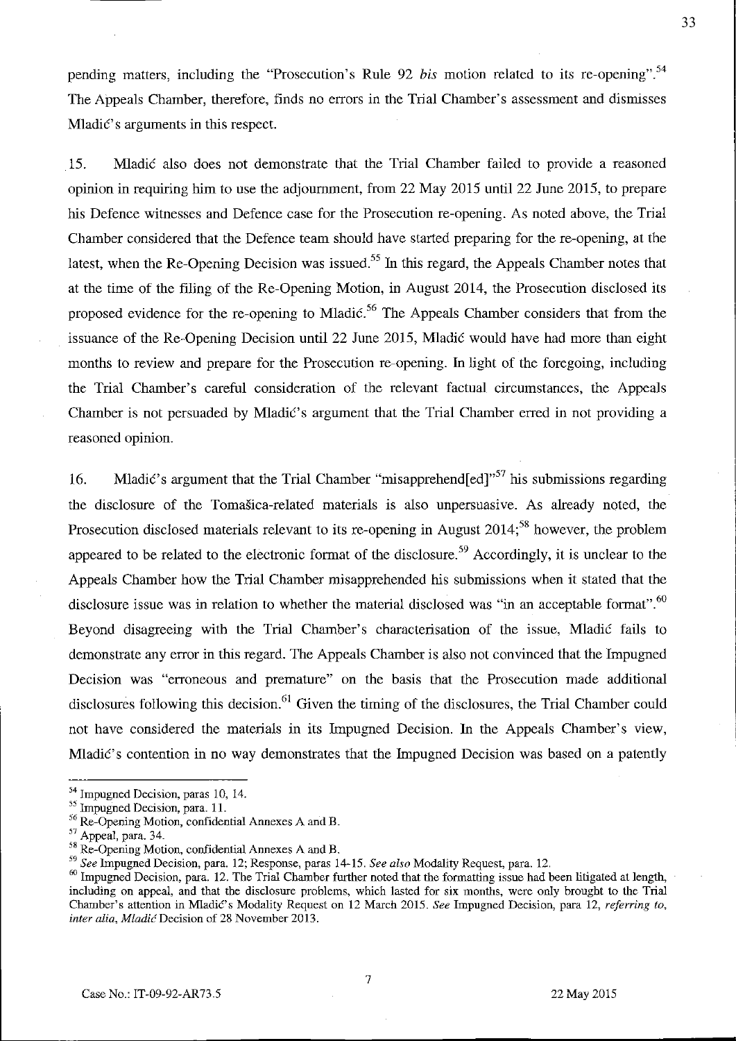pending matters, including the "Prosecution's Rule 92 *bis* motion related to its re-opening".[54] The Appeals Chamber, therefore, finds no errors in the Trial Chamber's assessment and dismisses Mladić's arguments in this respect.

15. Mladić also does not demonstrate that the Trial Chamber failed to provide a reasoned opinion in requiring him to use the adjournment, from 22 May 2015 until 22 June 2015, to prepare his Defence witnesses and Defence case for the Prosecution re-opening. As noted above, the Trial Chamber considered that the Defence team should have started preparing for the re-opening, at the latest, when the Re-Opening Decision was issued.[55] In this regard, the Appeals Chamber notes that at the time of the filing of the Re-Opening Motion, in August 2014, the Prosecution disclosed its proposed evidence for the re-opening to Mladić.[56] The Appeals Chamber considers that from the issuance of the Re-Opening Decision until 22 June 2015, Mladić would have had more than eight months to review and prepare for the Prosecution re-opening. In light of the foregoing, including the Trial Chamber's careful consideration of the relevant factual circumstances, the Appeals Chamber is not persuaded by Mladić's argument that the Trial Chamber erred in not providing a reasoned opinion.

16. Mladić's argument that the Trial Chamber "misapprehend[ed]"[57] his submissions regarding the disclosure of the Tomašica-related materials is also unpersuasive. As already noted, the Prosecution disclosed materials relevant to its re-opening in August 2014;[58] however, the problem appeared to be related to the electronic format of the disclosure.[59] Accordingly, it is unclear to the Appeals Chamber how the Trial Chamber misapprehended his submissions when it stated that the disclosure issue was in relation to whether the material disclosed was "in an acceptable format".[60] Beyond disagreeing with the Trial Chamber's characterisation of the issue, Mladić fails to demonstrate any error in this regard. The Appeals Chamber is also not convinced that the Impugned Decision was "erroneous and premature" on the basis that the Prosecution made additional disclosures following this decision.[61] Given the timing of the disclosures, the Trial Chamber could not have considered the materials in its Impugned Decision. In the Appeals Chamber's view, Mladić's contention in no way demonstrates that the Impugned Decision was based on a patently

---

[54] Impugned Decision, paras 10, 14.

[55] Impugned Decision, para. 11.

[56] Re-Opening Motion, confidential Annexes A and B.

[57] Appeal, para. 34.

[58] Re-Opening Motion, confidential Annexes A and B.

[59] *See* Impugned Decision, para. 12; Response, paras 14-15. *See also* Modality Request, para. 12.

[60] Impugned Decision, para. 12. The Trial Chamber further noted that the formatting issue had been litigated at length, including on appeal, and that the disclosure problems, which lasted for six months, were only brought to the Trial Chamber's attention in Mladić's Modality Request on 12 March 2015. *See* Impugned Decision, para 12, *referring to*, *inter alia*, *Mladić* Decision of 28 November 2013.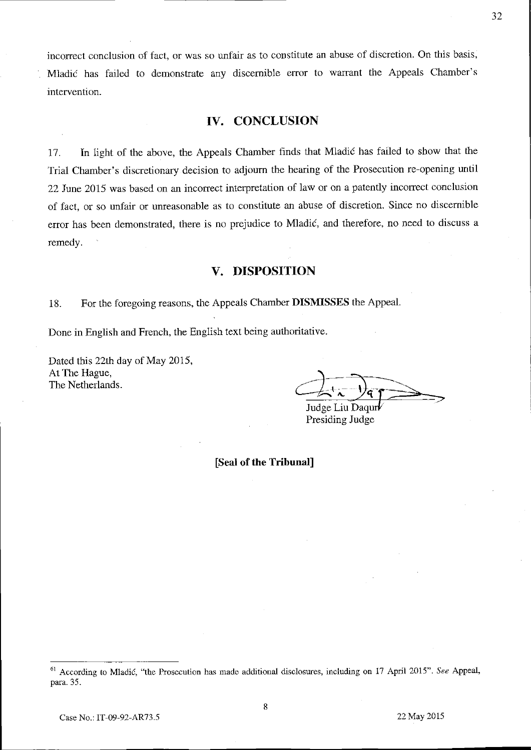incorrect conclusion of fact, or was so unfair as to constitute an abuse of discretion. On this basis, Mladić has failed to demonstrate any discernible error to warrant the Appeals Chamber's intervention.

## IV. CONCLUSION

17. In light of the above, the Appeals Chamber finds that Mladić has failed to show that the Trial Chamber's discretionary decision to adjourn the hearing of the Prosecution re-opening until 22 June 2015 was based on an incorrect interpretation of law or on a patently incorrect conclusion of fact, or so unfair or unreasonable as to constitute an abuse of discretion. Since no discernible error has been demonstrated, there is no prejudice to Mladić, and therefore, no need to discuss a remedy.

## V. DISPOSITION

18. For the foregoing reasons, the Appeals Chamber **DISMISSES** the Appeal.

Done in English and French, the English text being authoritative.

Dated this 22th day of May 2015,
At The Hague,
The Netherlands.

Judge Liu Daqun
Presiding Judge

**[Seal of the Tribunal]**

---

[61] According to Mladić, "the Prosecution has made additional disclosures, including on 17 April 2015". *See* Appeal, para. 35.